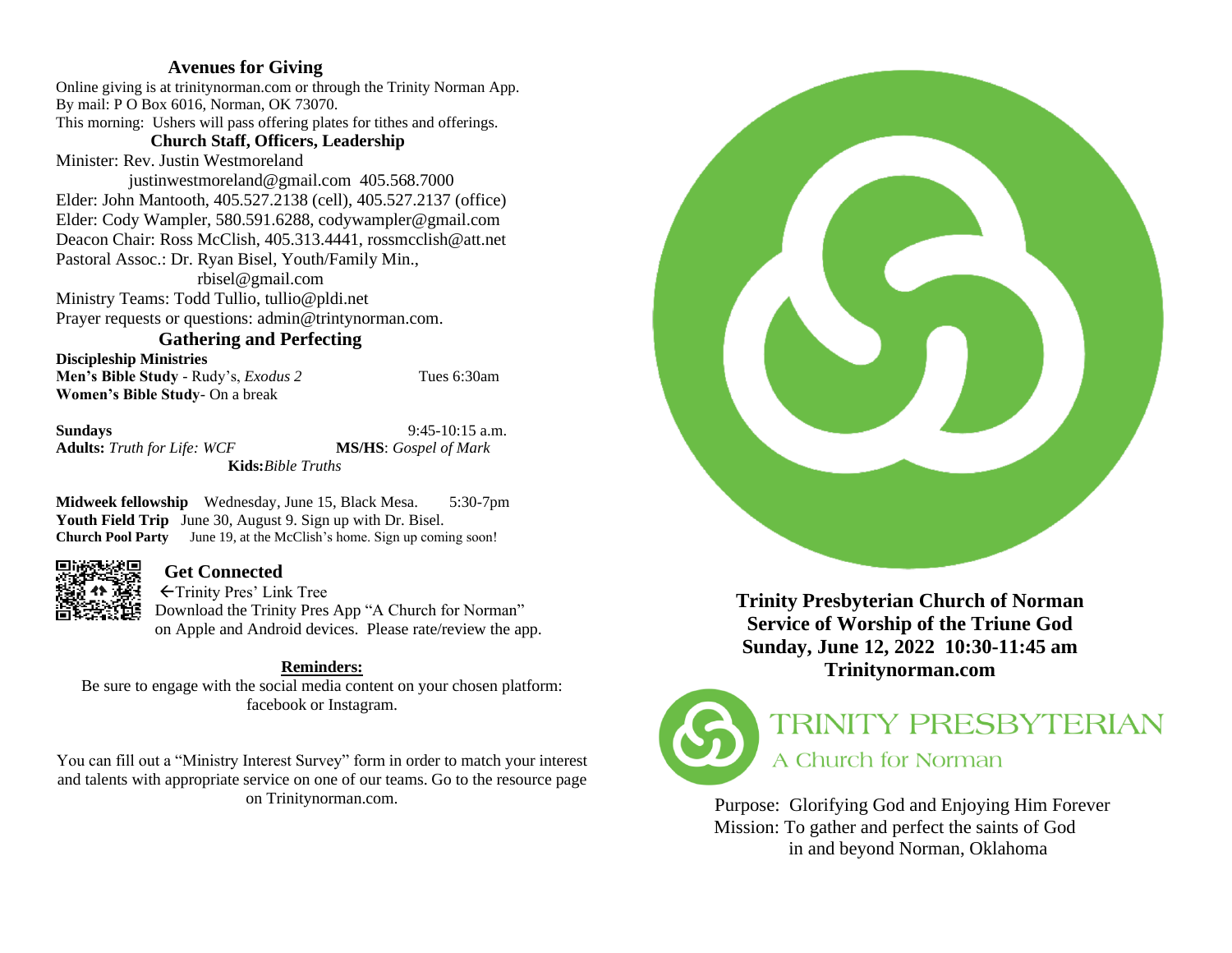## Avenues for Giving

Online giving is at trinitynorman.com or through the Trinity Norman App.
By mail: P O Box 6016, Norman, OK 73070.
This morning: Ushers will pass offering plates for tithes and offerings.

## Church Staff, Officers, Leadership

Minister: Rev. Justin Westmoreland
justinwestmoreland@gmail.com 405.568.7000
Elder: John Mantooth, 405.527.2138 (cell), 405.527.2137 (office)
Elder: Cody Wampler, 580.591.6288, codywampler@gmail.com
Deacon Chair: Ross McClish, 405.313.4441, rossmcclish@att.net
Pastoral Assoc.: Dr. Ryan Bisel, Youth/Family Min.,
rbisel@gmail.com
Ministry Teams: Todd Tullio, tullio@pldi.net
Prayer requests or questions: admin@trintynorman.com.

## Gathering and Perfecting

**Discipleship Ministries**
**Men's Bible Study** - Rudy's, *Exodus 2* Tues 6:30am
**Women's Bible Study**- On a break

**Sundays** 9:45-10:15 a.m.
**Adults:** *Truth for Life: WCF* **MS/HS**: *Gospel of Mark*
**Kids:***Bible Truths*

**Midweek fellowship** Wednesday, June 15, Black Mesa. 5:30-7pm
**Youth Field Trip** June 30, August 9. Sign up with Dr. Bisel.
**Church Pool Party** June 19, at the McClish's home. Sign up coming soon!

## Get Connected

←Trinity Pres' Link Tree
Download the Trinity Pres App "A Church for Norman" on Apple and Android devices. Please rate/review the app.

**Reminders:**

Be sure to engage with the social media content on your chosen platform: facebook or Instagram.

You can fill out a "Ministry Interest Survey" form in order to match your interest and talents with appropriate service on one of our teams. Go to the resource page on Trinitynorman.com.

**Trinity Presbyterian Church of Norman**
**Service of Worship of the Triune God**
**Sunday, June 12, 2022 10:30-11:45 am**
**Trinitynorman.com**

TRINITY PRESBYTERIAN
A Church for Norman

Purpose: Glorifying God and Enjoying Him Forever
Mission: To gather and perfect the saints of God in and beyond Norman, Oklahoma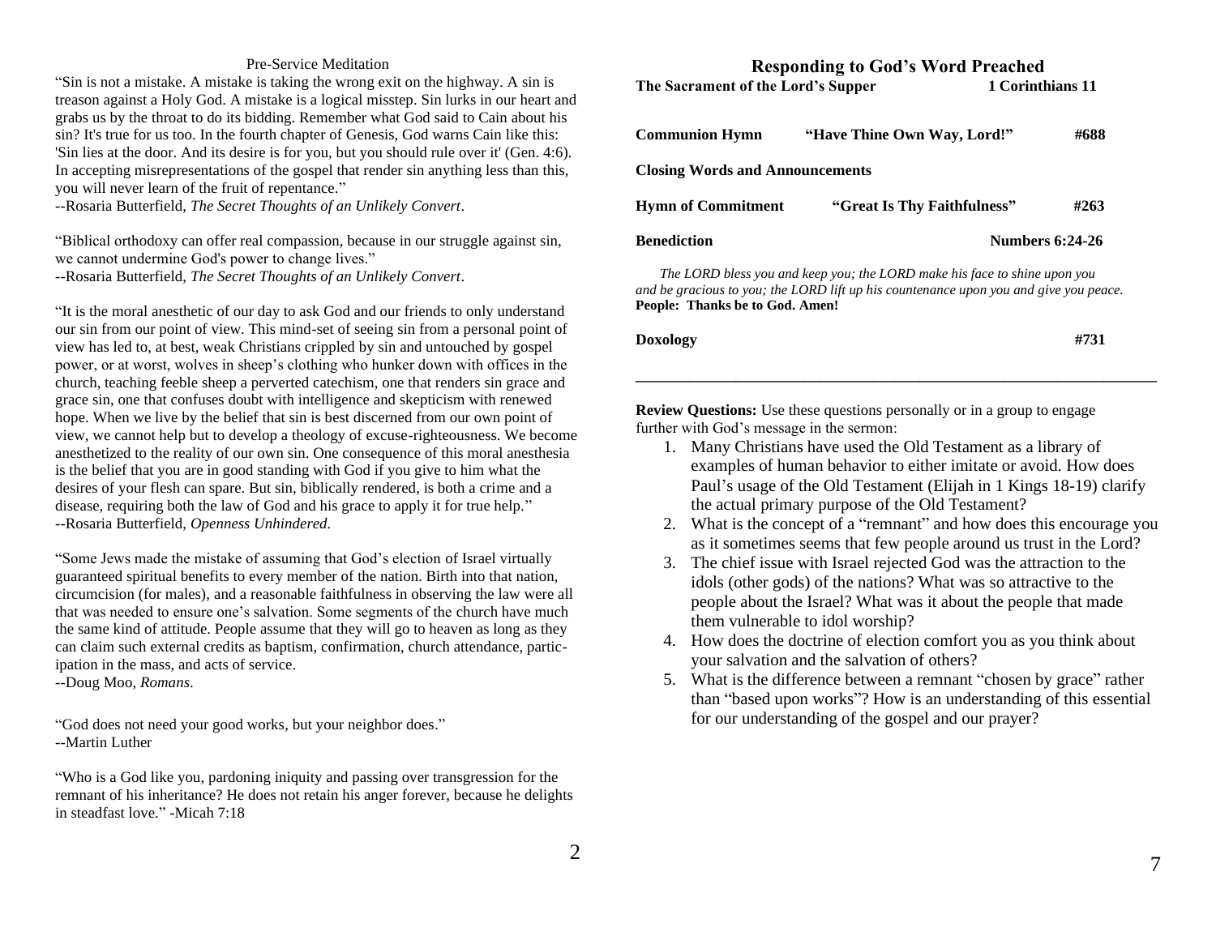## Pre-Service Meditation

"Sin is not a mistake. A mistake is taking the wrong exit on the highway. A sin is treason against a Holy God. A mistake is a logical misstep. Sin lurks in our heart and grabs us by the throat to do its bidding. Remember what God said to Cain about his sin? It's true for us too. In the fourth chapter of Genesis, God warns Cain like this: 'Sin lies at the door. And its desire is for you, but you should rule over it' (Gen. 4:6). In accepting misrepresentations of the gospel that render sin anything less than this, you will never learn of the fruit of repentance."
--Rosaria Butterfield, *The Secret Thoughts of an Unlikely Convert*.

"Biblical orthodoxy can offer real compassion, because in our struggle against sin, we cannot undermine God's power to change lives."
--Rosaria Butterfield, *The Secret Thoughts of an Unlikely Convert*.

"It is the moral anesthetic of our day to ask God and our friends to only understand our sin from our point of view. This mind-set of seeing sin from a personal point of view has led to, at best, weak Christians crippled by sin and untouched by gospel power, or at worst, wolves in sheep's clothing who hunker down with offices in the church, teaching feeble sheep a perverted catechism, one that renders sin grace and grace sin, one that confuses doubt with intelligence and skepticism with renewed hope. When we live by the belief that sin is best discerned from our own point of view, we cannot help but to develop a theology of excuse-righteousness. We become anesthetized to the reality of our own sin. One consequence of this moral anesthesia is the belief that you are in good standing with God if you give to him what the desires of your flesh can spare. But sin, biblically rendered, is both a crime and a disease, requiring both the law of God and his grace to apply it for true help."
--Rosaria Butterfield, *Openness Unhindered*.

"Some Jews made the mistake of assuming that God's election of Israel virtually guaranteed spiritual benefits to every member of the nation. Birth into that nation, circumcision (for males), and a reasonable faithfulness in observing the law were all that was needed to ensure one's salvation. Some segments of the church have much the same kind of attitude. People assume that they will go to heaven as long as they can claim such external credits as baptism, confirmation, church attendance, participation in the mass, and acts of service.
--Doug Moo, *Romans*.

"God does not need your good works, but your neighbor does."
--Martin Luther

"Who is a God like you, pardoning iniquity and passing over transgression for the remnant of his inheritance? He does not retain his anger forever, because he delights in steadfast love." -Micah 7:18

## Responding to God's Word Preached

**The Sacrament of the Lord's Supper** — **1 Corinthians 11**

**Communion Hymn** — **"Have Thine Own Way, Lord!"** — **#688**

**Closing Words and Announcements**

**Hymn of Commitment** — **"Great Is Thy Faithfulness"** — **#263**

**Benediction** — **Numbers 6:24-26**

*The LORD bless you and keep you; the LORD make his face to shine upon you and be gracious to you; the LORD lift up his countenance upon you and give you peace.*
**People: Thanks be to God. Amen!**

**Doxology** — **#731**

---

**Review Questions:** Use these questions personally or in a group to engage further with God's message in the sermon:

1. Many Christians have used the Old Testament as a library of examples of human behavior to either imitate or avoid. How does Paul's usage of the Old Testament (Elijah in 1 Kings 18-19) clarify the actual primary purpose of the Old Testament?
2. What is the concept of a "remnant" and how does this encourage you as it sometimes seems that few people around us trust in the Lord?
3. The chief issue with Israel rejected God was the attraction to the idols (other gods) of the nations? What was so attractive to the people about the Israel? What was it about the people that made them vulnerable to idol worship?
4. How does the doctrine of election comfort you as you think about your salvation and the salvation of others?
5. What is the difference between a remnant "chosen by grace" rather than "based upon works"? How is an understanding of this essential for our understanding of the gospel and our prayer?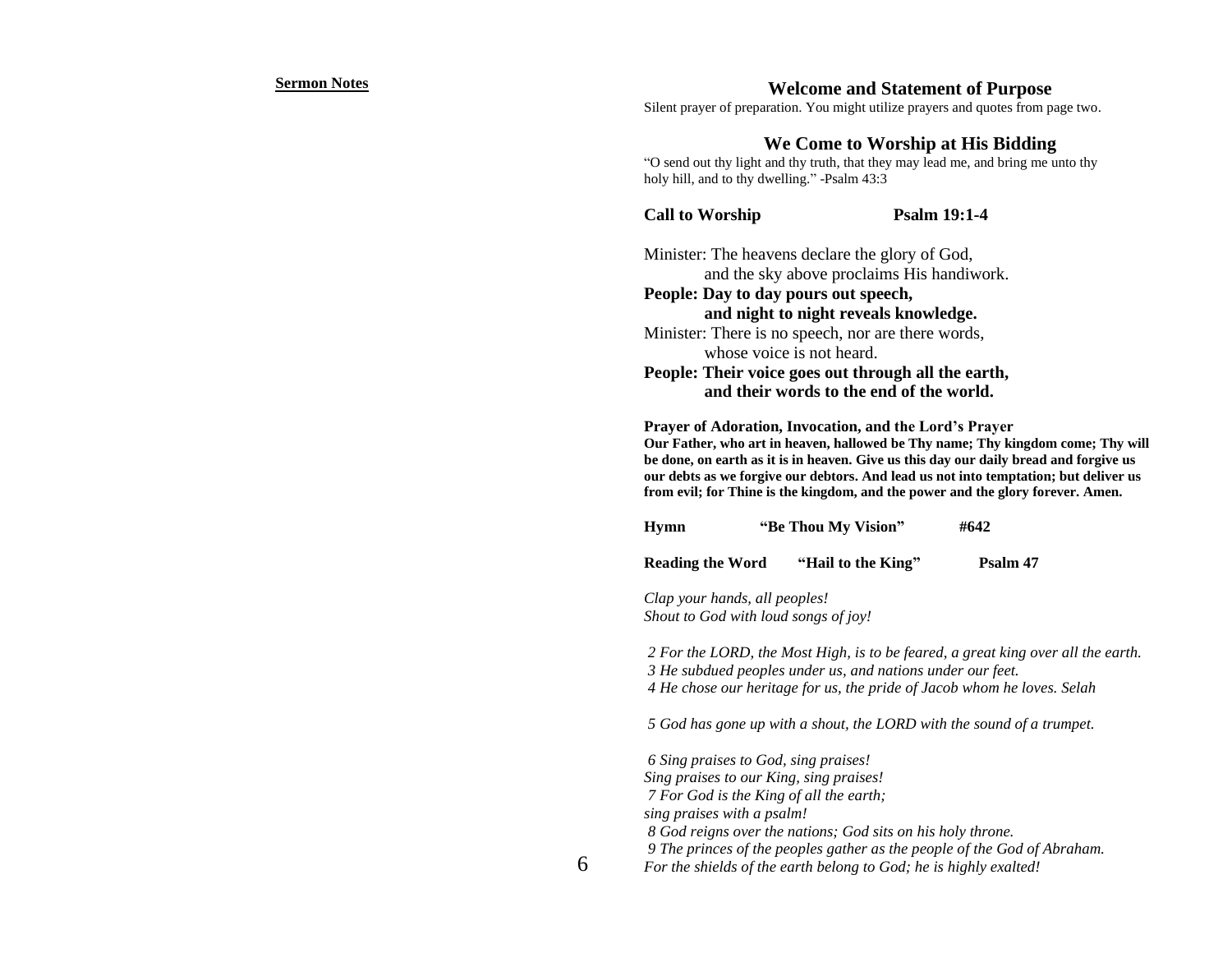**Sermon Notes**

## Welcome and Statement of Purpose

Silent prayer of preparation. You might utilize prayers and quotes from page two.

## We Come to Worship at His Bidding

"O send out thy light and thy truth, that they may lead me, and bring me unto thy holy hill, and to thy dwelling." -Psalm 43:3

**Call to Worship** **Psalm 19:1-4**

Minister: The heavens declare the glory of God,
and the sky above proclaims His handiwork.

**People: Day to day pours out speech,**
**and night to night reveals knowledge.**

Minister: There is no speech, nor are there words,
whose voice is not heard.

**People: Their voice goes out through all the earth,**
**and their words to the end of the world.**

**Prayer of Adoration, Invocation, and the Lord's Prayer**

**Our Father, who art in heaven, hallowed be Thy name; Thy kingdom come; Thy will be done, on earth as it is in heaven. Give us this day our daily bread and forgive us our debts as we forgive our debtors. And lead us not into temptation; but deliver us from evil; for Thine is the kingdom, and the power and the glory forever. Amen.**

**Hymn** **"Be Thou My Vision"** **#642**

**Reading the Word** **"Hail to the King"** **Psalm 47**

*Clap your hands, all peoples!*
*Shout to God with loud songs of joy!*

*2 For the LORD, the Most High, is to be feared, a great king over all the earth.*
*3 He subdued peoples under us, and nations under our feet.*
*4 He chose our heritage for us, the pride of Jacob whom he loves. Selah*

*5 God has gone up with a shout, the LORD with the sound of a trumpet.*

*6 Sing praises to God, sing praises!*
*Sing praises to our King, sing praises!*
*7 For God is the King of all the earth;*
*sing praises with a psalm!*
*8 God reigns over the nations; God sits on his holy throne.*
*9 The princes of the peoples gather as the people of the God of Abraham.*
*For the shields of the earth belong to God; he is highly exalted!*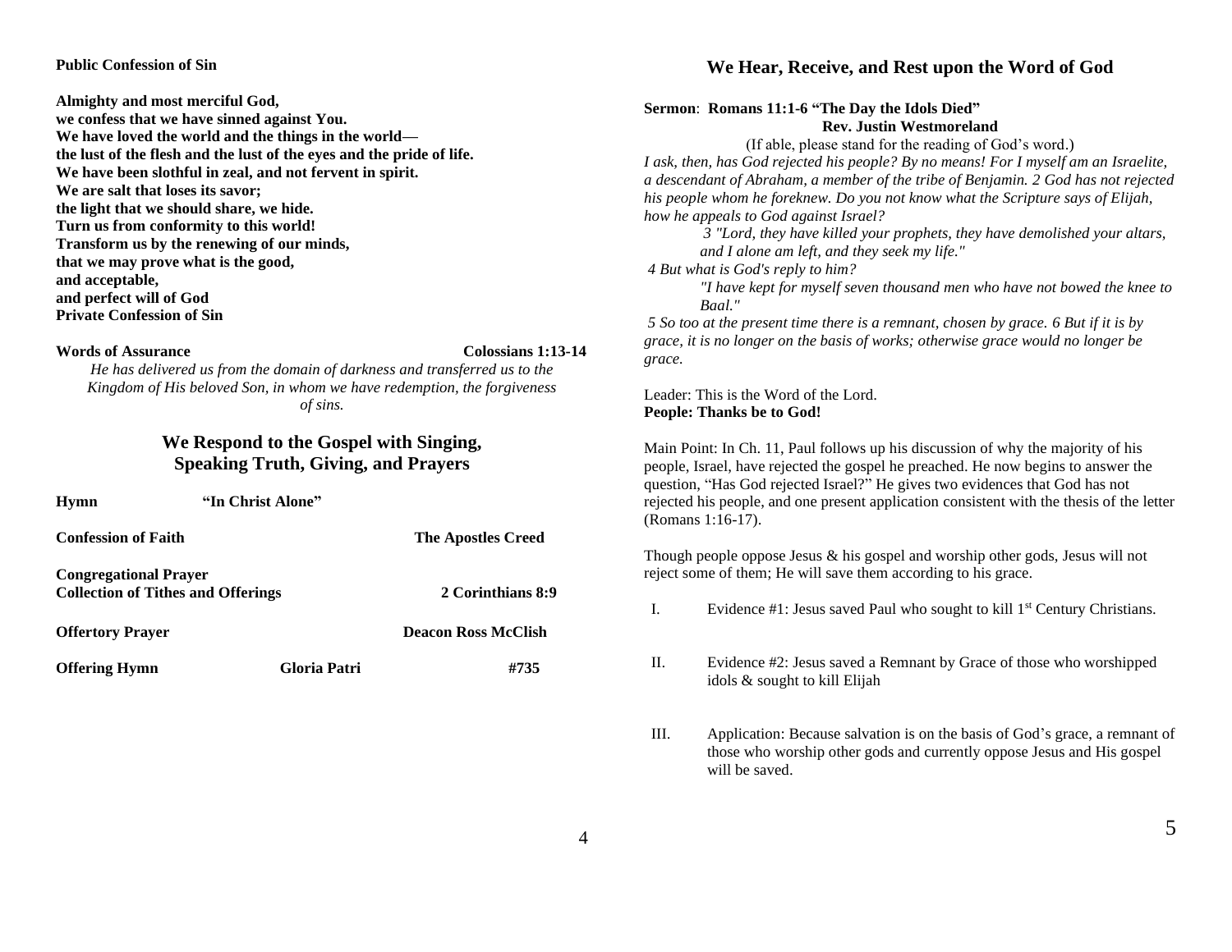**Public Confession of Sin**

**Almighty and most merciful God,**
**we confess that we have sinned against You.**
**We have loved the world and the things in the world—**
**the lust of the flesh and the lust of the eyes and the pride of life.**
**We have been slothful in zeal, and not fervent in spirit.**
**We are salt that loses its savor;**
**the light that we should share, we hide.**
**Turn us from conformity to this world!**
**Transform us by the renewing of our minds,**
**that we may prove what is the good,**
**and acceptable,**
**and perfect will of God**
**Private Confession of Sin**

**Words of Assurance** **Colossians 1:13-14**

*He has delivered us from the domain of darkness and transferred us to the Kingdom of His beloved Son, in whom we have redemption, the forgiveness of sins.*

## We Respond to the Gospel with Singing, Speaking Truth, Giving, and Prayers

**Hymn** **"In Christ Alone"**

**Confession of Faith** **The Apostles Creed**

**Congregational Prayer**
**Collection of Tithes and Offerings** **2 Corinthians 8:9**

**Offertory Prayer** **Deacon Ross McClish**

**Offering Hymn** **Gloria Patri** **#735**

## We Hear, Receive, and Rest upon the Word of God

**Sermon**: **Romans 11:1-6 "The Day the Idols Died"**
**Rev. Justin Westmoreland**

(If able, please stand for the reading of God's word.)

*I ask, then, has God rejected his people? By no means! For I myself am an Israelite, a descendant of Abraham, a member of the tribe of Benjamin. 2 God has not rejected his people whom he foreknew. Do you not know what the Scripture says of Elijah, how he appeals to God against Israel?*

> *3 "Lord, they have killed your prophets, they have demolished your altars, and I alone am left, and they seek my life."*

*4 But what is God's reply to him?*

> *"I have kept for myself seven thousand men who have not bowed the knee to Baal."*

*5 So too at the present time there is a remnant, chosen by grace. 6 But if it is by grace, it is no longer on the basis of works; otherwise grace would no longer be grace.*

Leader: This is the Word of the Lord.
**People: Thanks be to God!**

Main Point: In Ch. 11, Paul follows up his discussion of why the majority of his people, Israel, have rejected the gospel he preached. He now begins to answer the question, "Has God rejected Israel?" He gives two evidences that God has not rejected his people, and one present application consistent with the thesis of the letter (Romans 1:16-17).

Though people oppose Jesus & his gospel and worship other gods, Jesus will not reject some of them; He will save them according to his grace.

I. Evidence #1: Jesus saved Paul who sought to kill 1st Century Christians.

II. Evidence #2: Jesus saved a Remnant by Grace of those who worshipped idols & sought to kill Elijah

III. Application: Because salvation is on the basis of God's grace, a remnant of those who worship other gods and currently oppose Jesus and His gospel will be saved.